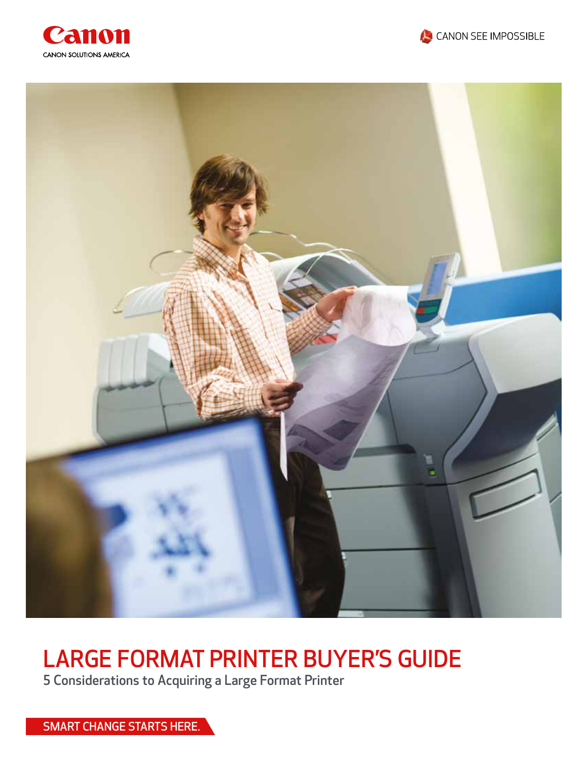Canon

CANON SOLUTIONS AMERICA

CANON SEE IMPOSSIBLE

# LARGE FORMAT PRINTER BUYER'S GUIDE

5 Considerations to Acquiring a Large Format Printer

SMART CHANGE STARTS HERE.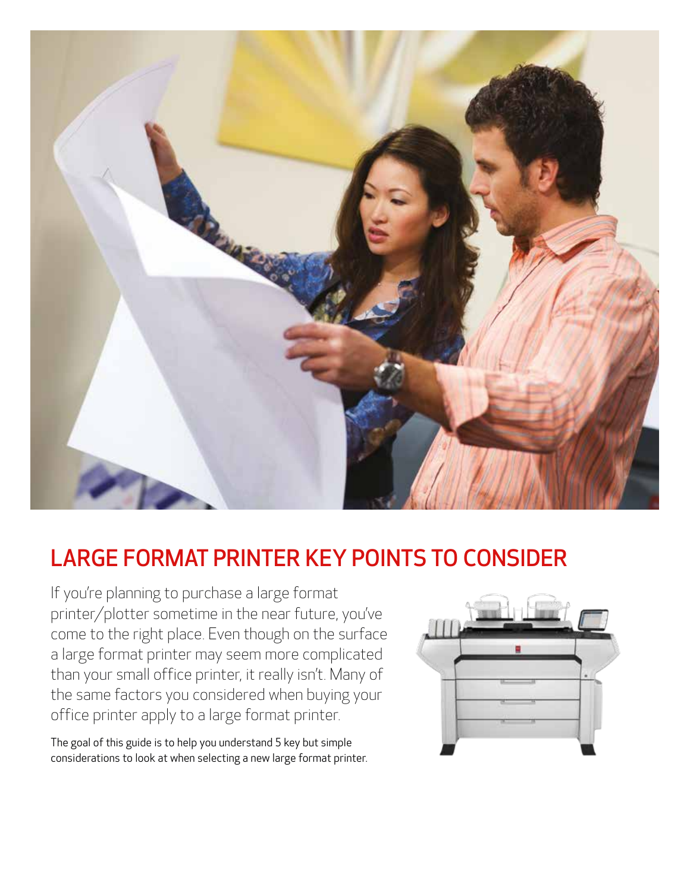## LARGE FORMAT PRINTER KEY POINTS TO CONSIDER

If you're planning to purchase a large format printer/plotter sometime in the near future, you've come to the right place. Even though on the surface a large format printer may seem more complicated than your small office printer, it really isn't. Many of the same factors you considered when buying your office printer apply to a large format printer.

The goal of this guide is to help you understand 5 key but simple considerations to look at when selecting a new large format printer.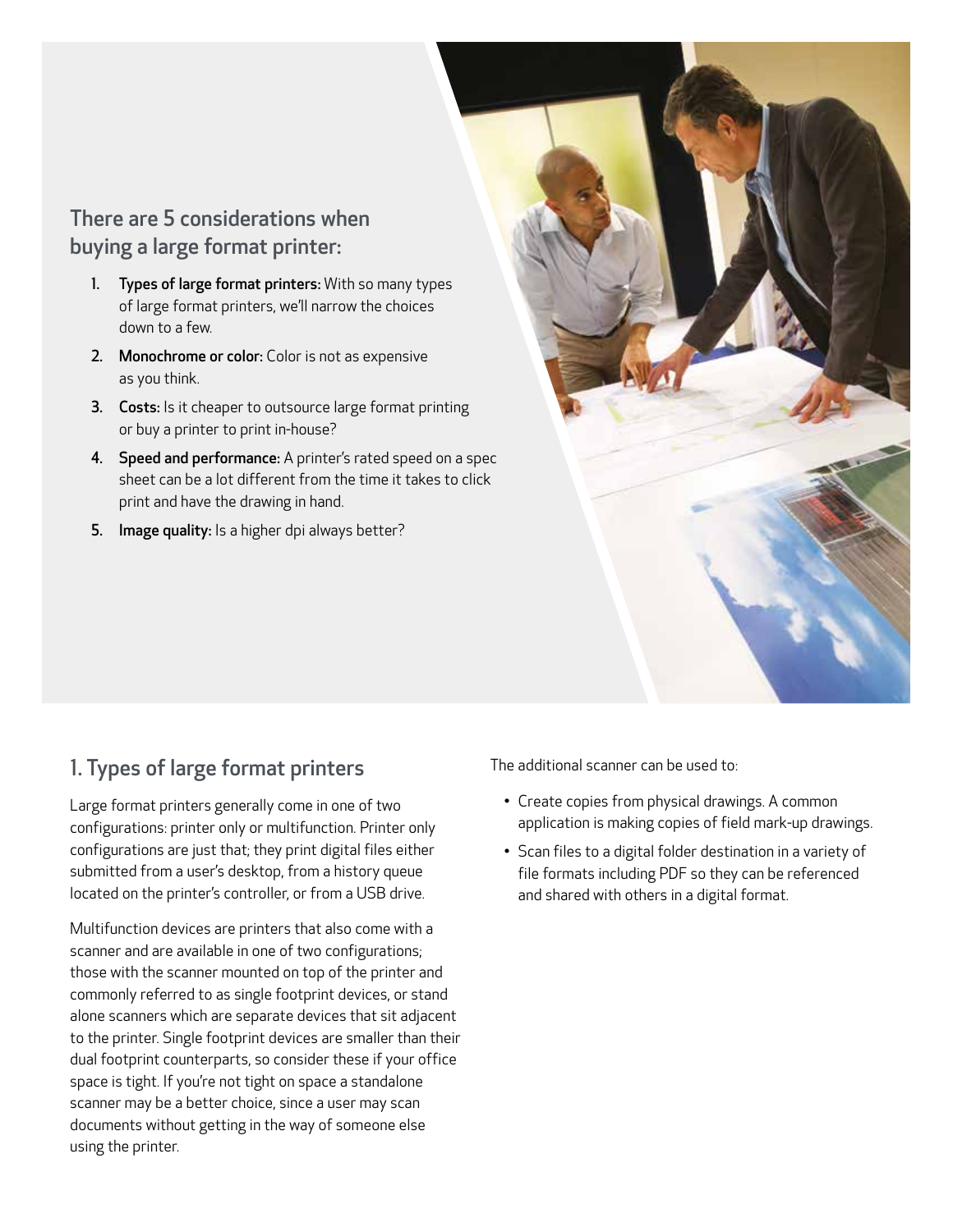## There are 5 considerations when buying a large format printer:

1. **Types of large format printers:** With so many types of large format printers, we'll narrow the choices down to a few.
2. **Monochrome or color:** Color is not as expensive as you think.
3. **Costs:** Is it cheaper to outsource large format printing or buy a printer to print in-house?
4. **Speed and performance:** A printer's rated speed on a spec sheet can be a lot different from the time it takes to click print and have the drawing in hand.
5. **Image quality:** Is a higher dpi always better?

## 1. Types of large format printers

Large format printers generally come in one of two configurations: printer only or multifunction. Printer only configurations are just that; they print digital files either submitted from a user's desktop, from a history queue located on the printer's controller, or from a USB drive.

Multifunction devices are printers that also come with a scanner and are available in one of two configurations; those with the scanner mounted on top of the printer and commonly referred to as single footprint devices, or stand alone scanners which are separate devices that sit adjacent to the printer. Single footprint devices are smaller than their dual footprint counterparts, so consider these if your office space is tight. If you're not tight on space a standalone scanner may be a better choice, since a user may scan documents without getting in the way of someone else using the printer.

The additional scanner can be used to:

- Create copies from physical drawings. A common application is making copies of field mark-up drawings.
- Scan files to a digital folder destination in a variety of file formats including PDF so they can be referenced and shared with others in a digital format.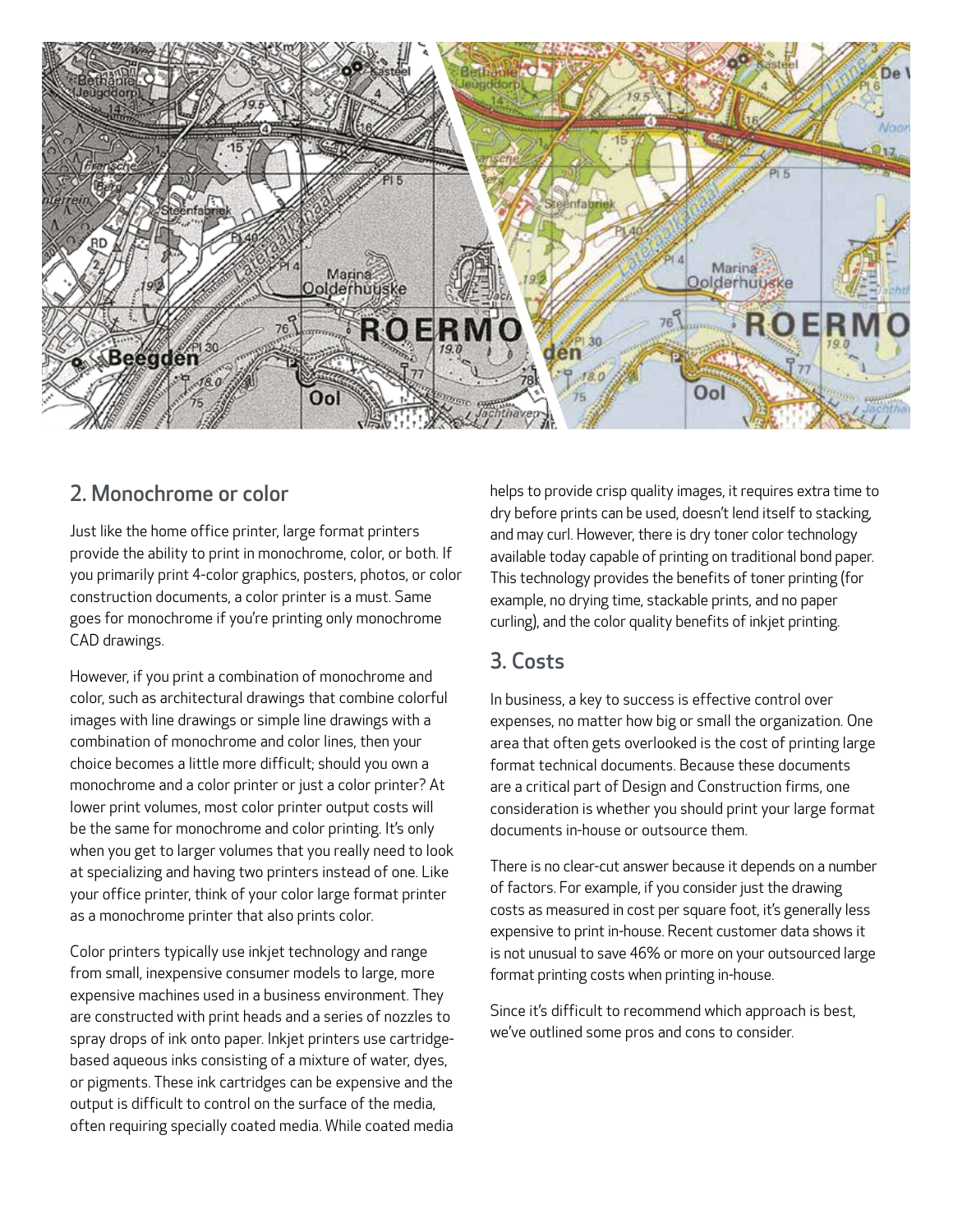## 2. Monochrome or color

Just like the home office printer, large format printers provide the ability to print in monochrome, color, or both. If you primarily print 4-color graphics, posters, photos, or color construction documents, a color printer is a must. Same goes for monochrome if you're printing only monochrome CAD drawings.

However, if you print a combination of monochrome and color, such as architectural drawings that combine colorful images with line drawings or simple line drawings with a combination of monochrome and color lines, then your choice becomes a little more difficult; should you own a monochrome and a color printer or just a color printer? At lower print volumes, most color printer output costs will be the same for monochrome and color printing. It's only when you get to larger volumes that you really need to look at specializing and having two printers instead of one. Like your office printer, think of your color large format printer as a monochrome printer that also prints color.

Color printers typically use inkjet technology and range from small, inexpensive consumer models to large, more expensive machines used in a business environment. They are constructed with print heads and a series of nozzles to spray drops of ink onto paper. Inkjet printers use cartridge-based aqueous inks consisting of a mixture of water, dyes, or pigments. These ink cartridges can be expensive and the output is difficult to control on the surface of the media, often requiring specially coated media. While coated media helps to provide crisp quality images, it requires extra time to dry before prints can be used, doesn't lend itself to stacking, and may curl. However, there is dry toner color technology available today capable of printing on traditional bond paper. This technology provides the benefits of toner printing (for example, no drying time, stackable prints, and no paper curling), and the color quality benefits of inkjet printing.

## 3. Costs

In business, a key to success is effective control over expenses, no matter how big or small the organization. One area that often gets overlooked is the cost of printing large format technical documents. Because these documents are a critical part of Design and Construction firms, one consideration is whether you should print your large format documents in-house or outsource them.

There is no clear-cut answer because it depends on a number of factors. For example, if you consider just the drawing costs as measured in cost per square foot, it's generally less expensive to print in-house. Recent customer data shows it is not unusual to save 46% or more on your outsourced large format printing costs when printing in-house.

Since it's difficult to recommend which approach is best, we've outlined some pros and cons to consider.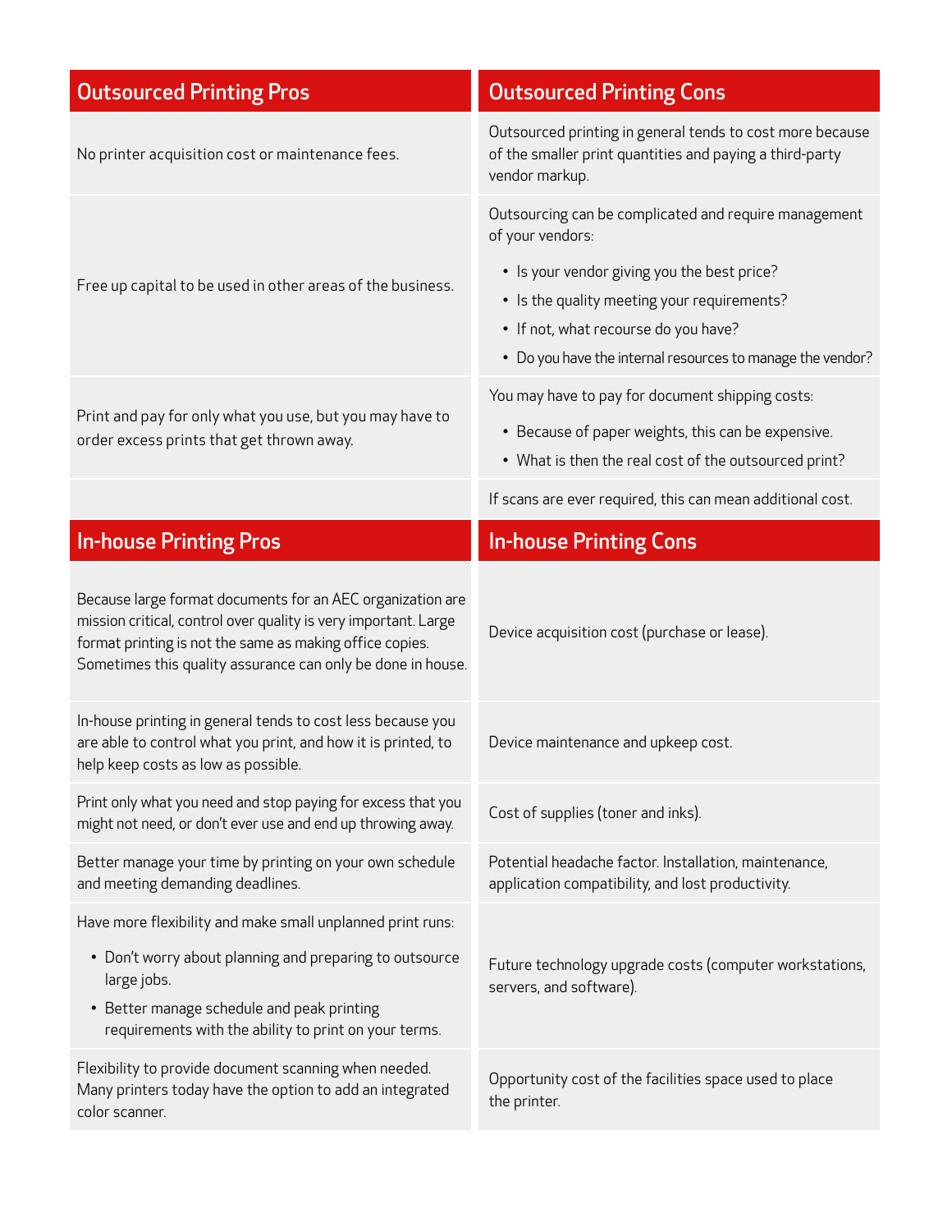| Outsourced Printing Pros | Outsourced Printing Cons |
| --- | --- |
| No printer acquisition cost or maintenance fees. | Outsourced printing in general tends to cost more because of the smaller print quantities and paying a third-party vendor markup. |
| Free up capital to be used in other areas of the business. | Outsourcing can be complicated and require management of your vendors:<br>• Is your vendor giving you the best price?<br>• Is the quality meeting your requirements?<br>• If not, what recourse do you have?<br>• Do you have the internal resources to manage the vendor? |
| Print and pay for only what you use, but you may have to order excess prints that get thrown away. | You may have to pay for document shipping costs:<br>• Because of paper weights, this can be expensive.<br>• What is then the real cost of the outsourced print? |
| | If scans are ever required, this can mean additional cost. |

| In-house Printing Pros | In-house Printing Cons |
| --- | --- |
| Because large format documents for an AEC organization are mission critical, control over quality is very important. Large format printing is not the same as making office copies. Sometimes this quality assurance can only be done in house. | Device acquisition cost (purchase or lease). |
| In-house printing in general tends to cost less because you are able to control what you print, and how it is printed, to help keep costs as low as possible. | Device maintenance and upkeep cost. |
| Print only what you need and stop paying for excess that you might not need, or don't ever use and end up throwing away. | Cost of supplies (toner and inks). |
| Better manage your time by printing on your own schedule and meeting demanding deadlines. | Potential headache factor. Installation, maintenance, application compatibility, and lost productivity. |
| Have more flexibility and make small unplanned print runs:<br>• Don't worry about planning and preparing to outsource large jobs.<br>• Better manage schedule and peak printing requirements with the ability to print on your terms. | Future technology upgrade costs (computer workstations, servers, and software). |
| Flexibility to provide document scanning when needed. Many printers today have the option to add an integrated color scanner. | Opportunity cost of the facilities space used to place the printer. |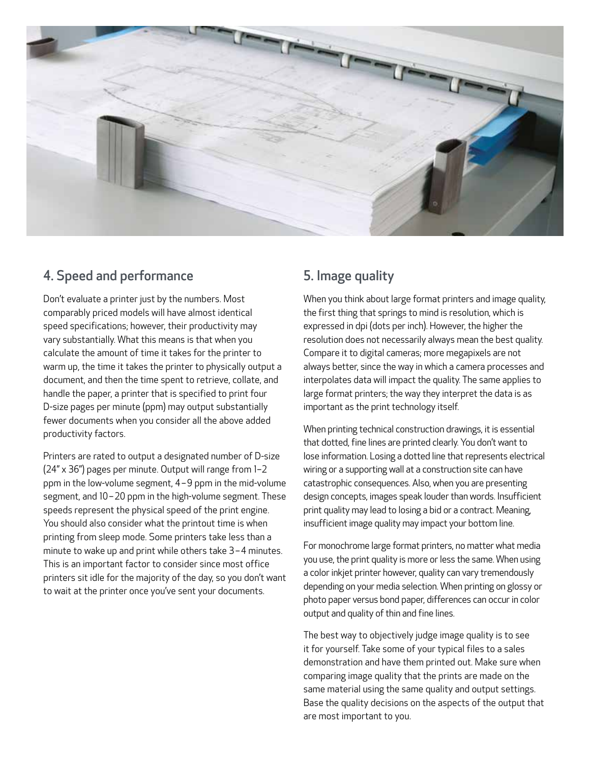## 4. Speed and performance

Don't evaluate a printer just by the numbers. Most comparably priced models will have almost identical speed specifications; however, their productivity may vary substantially. What this means is that when you calculate the amount of time it takes for the printer to warm up, the time it takes the printer to physically output a document, and then the time spent to retrieve, collate, and handle the paper, a printer that is specified to print four D-size pages per minute (ppm) may output substantially fewer documents when you consider all the above added productivity factors.

Printers are rated to output a designated number of D-size (24" x 36") pages per minute. Output will range from 1–2 ppm in the low-volume segment, 4–9 ppm in the mid-volume segment, and 10–20 ppm in the high-volume segment. These speeds represent the physical speed of the print engine. You should also consider what the printout time is when printing from sleep mode. Some printers take less than a minute to wake up and print while others take 3–4 minutes. This is an important factor to consider since most office printers sit idle for the majority of the day, so you don't want to wait at the printer once you've sent your documents.

## 5. Image quality

When you think about large format printers and image quality, the first thing that springs to mind is resolution, which is expressed in dpi (dots per inch). However, the higher the resolution does not necessarily always mean the best quality. Compare it to digital cameras; more megapixels are not always better, since the way in which a camera processes and interpolates data will impact the quality. The same applies to large format printers; the way they interpret the data is as important as the print technology itself.

When printing technical construction drawings, it is essential that dotted, fine lines are printed clearly. You don't want to lose information. Losing a dotted line that represents electrical wiring or a supporting wall at a construction site can have catastrophic consequences. Also, when you are presenting design concepts, images speak louder than words. Insufficient print quality may lead to losing a bid or a contract. Meaning, insufficient image quality may impact your bottom line.

For monochrome large format printers, no matter what media you use, the print quality is more or less the same. When using a color inkjet printer however, quality can vary tremendously depending on your media selection. When printing on glossy or photo paper versus bond paper, differences can occur in color output and quality of thin and fine lines.

The best way to objectively judge image quality is to see it for yourself. Take some of your typical files to a sales demonstration and have them printed out. Make sure when comparing image quality that the prints are made on the same material using the same quality and output settings. Base the quality decisions on the aspects of the output that are most important to you.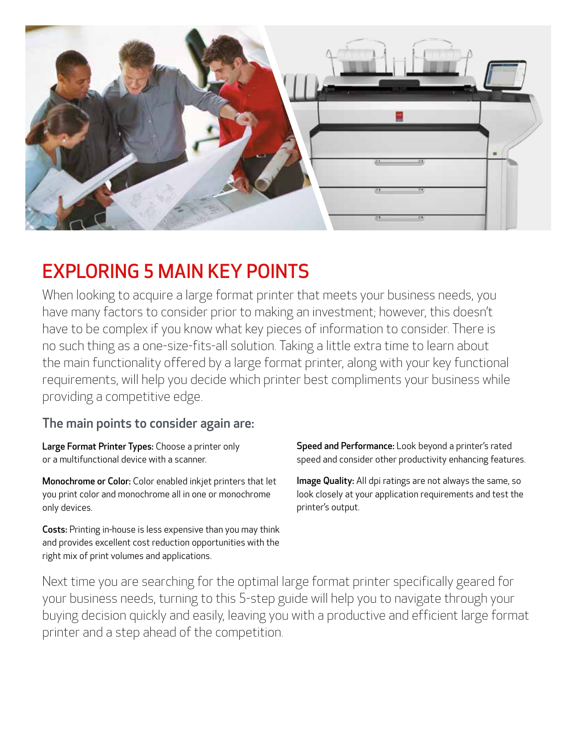## EXPLORING 5 MAIN KEY POINTS

When looking to acquire a large format printer that meets your business needs, you have many factors to consider prior to making an investment; however, this doesn't have to be complex if you know what key pieces of information to consider. There is no such thing as a one-size-fits-all solution. Taking a little extra time to learn about the main functionality offered by a large format printer, along with your key functional requirements, will help you decide which printer best compliments your business while providing a competitive edge.

### The main points to consider again are:

**Large Format Printer Types:** Choose a printer only or a multifunctional device with a scanner.

**Monochrome or Color:** Color enabled inkjet printers that let you print color and monochrome all in one or monochrome only devices.

**Costs:** Printing in-house is less expensive than you may think and provides excellent cost reduction opportunities with the right mix of print volumes and applications.

**Speed and Performance:** Look beyond a printer's rated speed and consider other productivity enhancing features.

**Image Quality:** All dpi ratings are not always the same, so look closely at your application requirements and test the printer's output.

Next time you are searching for the optimal large format printer specifically geared for your business needs, turning to this 5-step guide will help you to navigate through your buying decision quickly and easily, leaving you with a productive and efficient large format printer and a step ahead of the competition.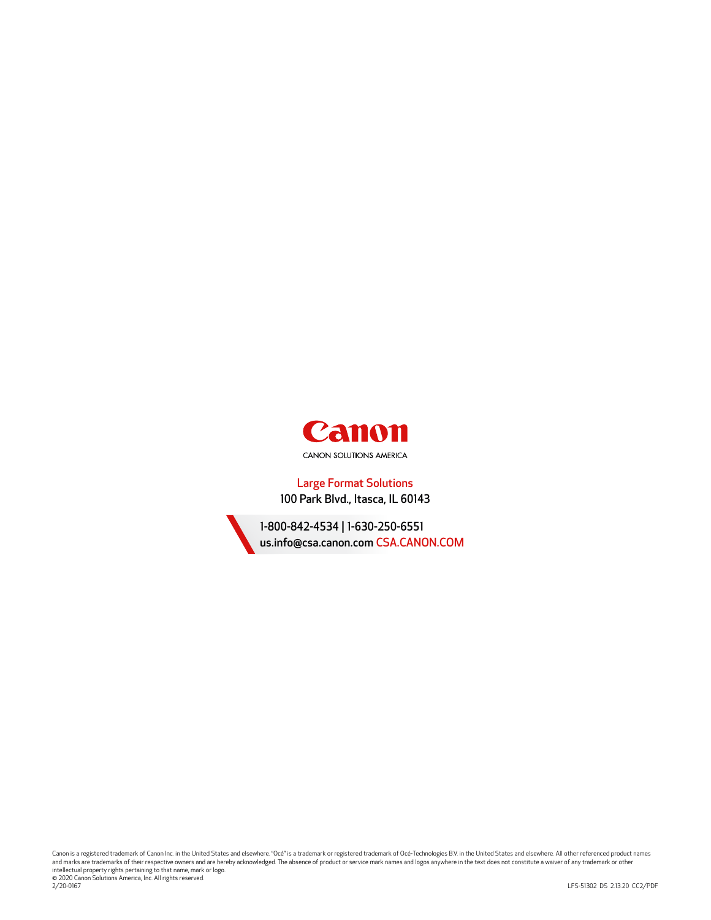Canon

CANON SOLUTIONS AMERICA

Large Format Solutions

100 Park Blvd., Itasca, IL 60143

1-800-842-4534 | 1-630-250-6551

us.info@csa.canon.com CSA.CANON.COM

Canon is a registered trademark of Canon Inc. in the United States and elsewhere. "Océ" is a trademark or registered trademark of Océ-Technologies B.V. in the United States and elsewhere. All other referenced product names and marks are trademarks of their respective owners and are hereby acknowledged. The absence of product or service mark names and logos anywhere in the text does not constitute a waiver of any trademark or other intellectual property rights pertaining to that name, mark or logo.

© 2020 Canon Solutions America, Inc. All rights reserved.

2/20-0167

LFS-51302 DS 2.13.20 CC2/PDF